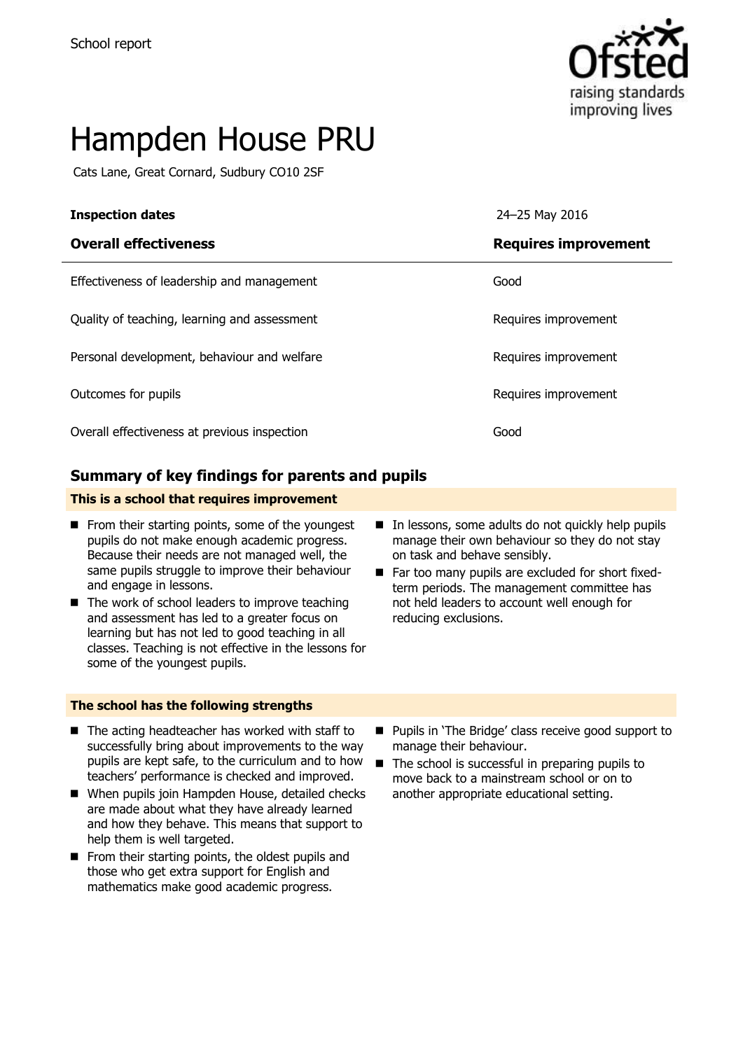School report

# Hampden House PRU

Cats Lane, Great Cornard, Sudbury CO10 2SF

| **Inspection dates** | 24–25 May 2016 |
|---|---|
| **Overall effectiveness** | **Requires improvement** |
| Effectiveness of leadership and management | Good |
| Quality of teaching, learning and assessment | Requires improvement |
| Personal development, behaviour and welfare | Requires improvement |
| Outcomes for pupils | Requires improvement |
| Overall effectiveness at previous inspection | Good |

## Summary of key findings for parents and pupils

**This is a school that requires improvement**

- From their starting points, some of the youngest pupils do not make enough academic progress. Because their needs are not managed well, the same pupils struggle to improve their behaviour and engage in lessons.
- The work of school leaders to improve teaching and assessment has led to a greater focus on learning but has not led to good teaching in all classes. Teaching is not effective in the lessons for some of the youngest pupils.
- In lessons, some adults do not quickly help pupils manage their own behaviour so they do not stay on task and behave sensibly.
- Far too many pupils are excluded for short fixed-term periods. The management committee has not held leaders to account well enough for reducing exclusions.

**The school has the following strengths**

- The acting headteacher has worked with staff to successfully bring about improvements to the way pupils are kept safe, to the curriculum and to how teachers' performance is checked and improved.
- When pupils join Hampden House, detailed checks are made about what they have already learned and how they behave. This means that support to help them is well targeted.
- From their starting points, the oldest pupils and those who get extra support for English and mathematics make good academic progress.
- Pupils in 'The Bridge' class receive good support to manage their behaviour.
- The school is successful in preparing pupils to move back to a mainstream school or on to another appropriate educational setting.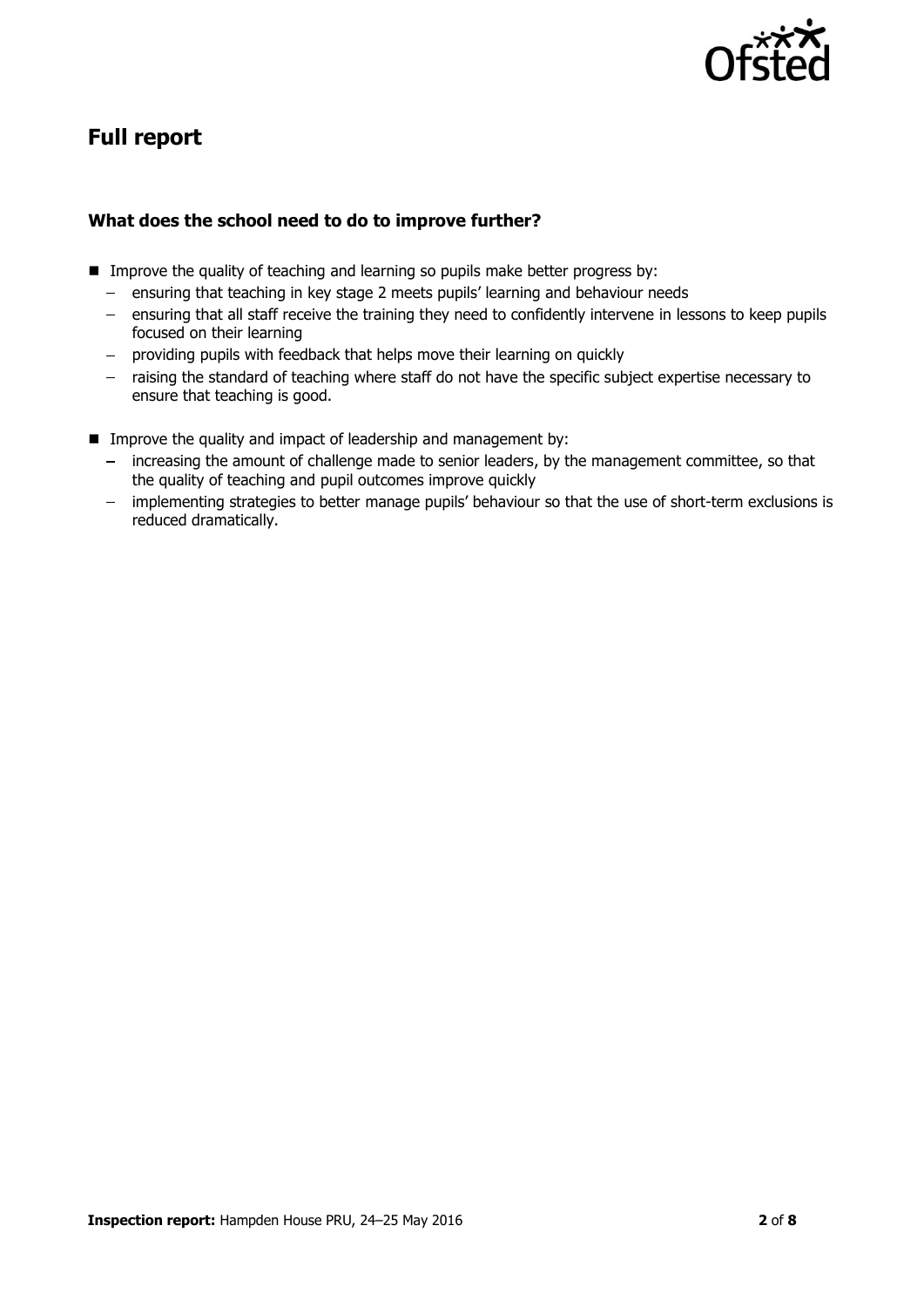## Full report

### What does the school need to do to improve further?

- Improve the quality of teaching and learning so pupils make better progress by:
  - ensuring that teaching in key stage 2 meets pupils' learning and behaviour needs
  - ensuring that all staff receive the training they need to confidently intervene in lessons to keep pupils focused on their learning
  - providing pupils with feedback that helps move their learning on quickly
  - raising the standard of teaching where staff do not have the specific subject expertise necessary to ensure that teaching is good.
- Improve the quality and impact of leadership and management by:
  - increasing the amount of challenge made to senior leaders, by the management committee, so that the quality of teaching and pupil outcomes improve quickly
  - implementing strategies to better manage pupils' behaviour so that the use of short-term exclusions is reduced dramatically.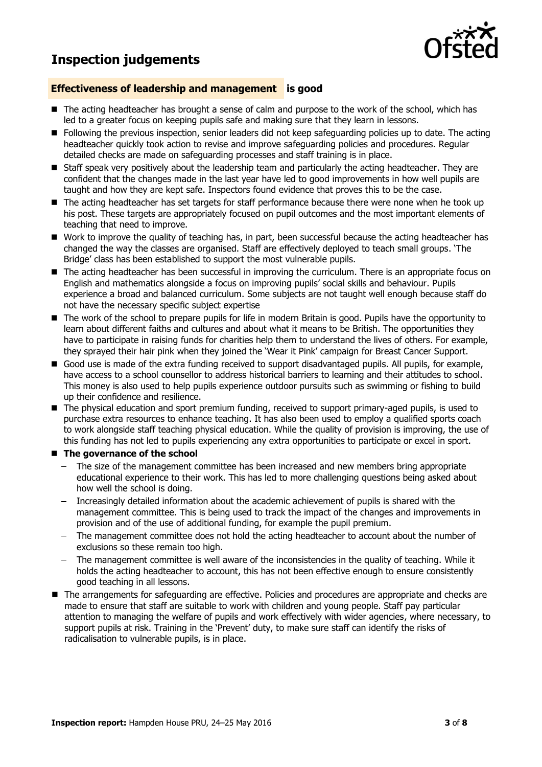# Inspection judgements

## Effectiveness of leadership and management is good

- The acting headteacher has brought a sense of calm and purpose to the work of the school, which has led to a greater focus on keeping pupils safe and making sure that they learn in lessons.
- Following the previous inspection, senior leaders did not keep safeguarding policies up to date. The acting headteacher quickly took action to revise and improve safeguarding policies and procedures. Regular detailed checks are made on safeguarding processes and staff training is in place.
- Staff speak very positively about the leadership team and particularly the acting headteacher. They are confident that the changes made in the last year have led to good improvements in how well pupils are taught and how they are kept safe. Inspectors found evidence that proves this to be the case.
- The acting headteacher has set targets for staff performance because there were none when he took up his post. These targets are appropriately focused on pupil outcomes and the most important elements of teaching that need to improve.
- Work to improve the quality of teaching has, in part, been successful because the acting headteacher has changed the way the classes are organised. Staff are effectively deployed to teach small groups. 'The Bridge' class has been established to support the most vulnerable pupils.
- The acting headteacher has been successful in improving the curriculum. There is an appropriate focus on English and mathematics alongside a focus on improving pupils' social skills and behaviour. Pupils experience a broad and balanced curriculum. Some subjects are not taught well enough because staff do not have the necessary specific subject expertise
- The work of the school to prepare pupils for life in modern Britain is good. Pupils have the opportunity to learn about different faiths and cultures and about what it means to be British. The opportunities they have to participate in raising funds for charities help them to understand the lives of others. For example, they sprayed their hair pink when they joined the 'Wear it Pink' campaign for Breast Cancer Support.
- Good use is made of the extra funding received to support disadvantaged pupils. All pupils, for example, have access to a school counsellor to address historical barriers to learning and their attitudes to school. This money is also used to help pupils experience outdoor pursuits such as swimming or fishing to build up their confidence and resilience.
- The physical education and sport premium funding, received to support primary-aged pupils, is used to purchase extra resources to enhance teaching. It has also been used to employ a qualified sports coach to work alongside staff teaching physical education. While the quality of provision is improving, the use of this funding has not led to pupils experiencing any extra opportunities to participate or excel in sport.
- **The governance of the school**
  - The size of the management committee has been increased and new members bring appropriate educational experience to their work. This has led to more challenging questions being asked about how well the school is doing.
  - Increasingly detailed information about the academic achievement of pupils is shared with the management committee. This is being used to track the impact of the changes and improvements in provision and of the use of additional funding, for example the pupil premium.
  - The management committee does not hold the acting headteacher to account about the number of exclusions so these remain too high.
  - The management committee is well aware of the inconsistencies in the quality of teaching. While it holds the acting headteacher to account, this has not been effective enough to ensure consistently good teaching in all lessons.
- The arrangements for safeguarding are effective. Policies and procedures are appropriate and checks are made to ensure that staff are suitable to work with children and young people. Staff pay particular attention to managing the welfare of pupils and work effectively with wider agencies, where necessary, to support pupils at risk. Training in the 'Prevent' duty, to make sure staff can identify the risks of radicalisation to vulnerable pupils, is in place.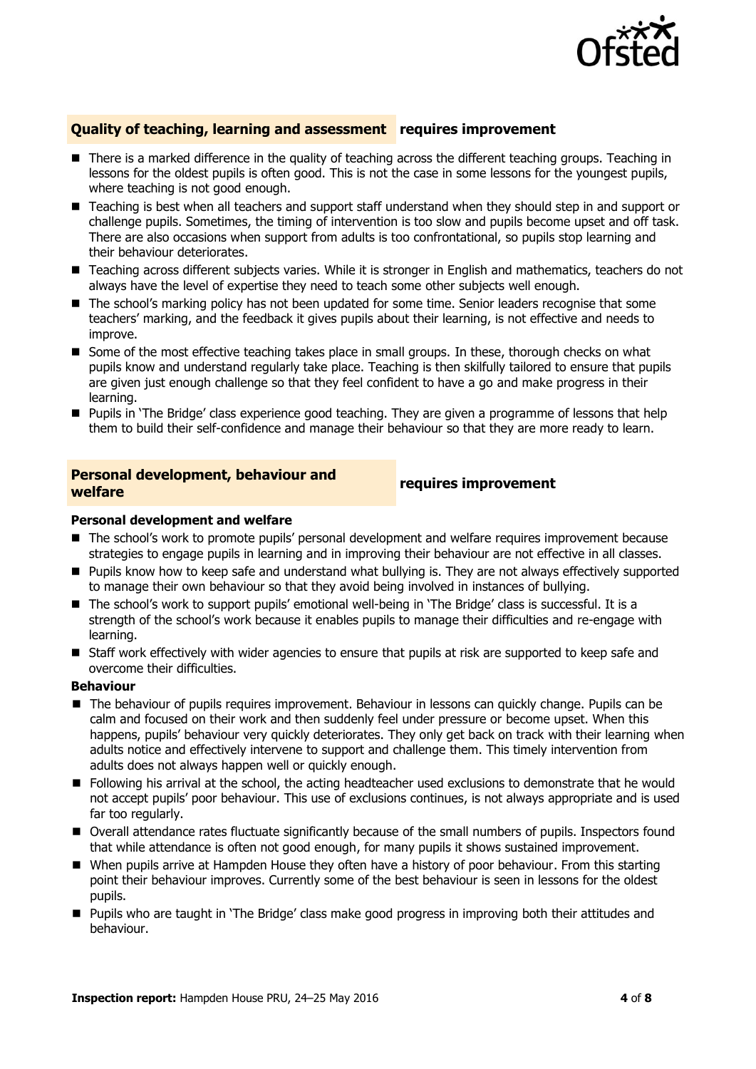## Quality of teaching, learning and assessment — requires improvement

- There is a marked difference in the quality of teaching across the different teaching groups. Teaching in lessons for the oldest pupils is often good. This is not the case in some lessons for the youngest pupils, where teaching is not good enough.
- Teaching is best when all teachers and support staff understand when they should step in and support or challenge pupils. Sometimes, the timing of intervention is too slow and pupils become upset and off task. There are also occasions when support from adults is too confrontational, so pupils stop learning and their behaviour deteriorates.
- Teaching across different subjects varies. While it is stronger in English and mathematics, teachers do not always have the level of expertise they need to teach some other subjects well enough.
- The school's marking policy has not been updated for some time. Senior leaders recognise that some teachers' marking, and the feedback it gives pupils about their learning, is not effective and needs to improve.
- Some of the most effective teaching takes place in small groups. In these, thorough checks on what pupils know and understand regularly take place. Teaching is then skilfully tailored to ensure that pupils are given just enough challenge so that they feel confident to have a go and make progress in their learning.
- Pupils in 'The Bridge' class experience good teaching. They are given a programme of lessons that help them to build their self-confidence and manage their behaviour so that they are more ready to learn.

## Personal development, behaviour and welfare — requires improvement

### Personal development and welfare

- The school's work to promote pupils' personal development and welfare requires improvement because strategies to engage pupils in learning and in improving their behaviour are not effective in all classes.
- Pupils know how to keep safe and understand what bullying is. They are not always effectively supported to manage their own behaviour so that they avoid being involved in instances of bullying.
- The school's work to support pupils' emotional well-being in 'The Bridge' class is successful. It is a strength of the school's work because it enables pupils to manage their difficulties and re-engage with learning.
- Staff work effectively with wider agencies to ensure that pupils at risk are supported to keep safe and overcome their difficulties.

### Behaviour

- The behaviour of pupils requires improvement. Behaviour in lessons can quickly change. Pupils can be calm and focused on their work and then suddenly feel under pressure or become upset. When this happens, pupils' behaviour very quickly deteriorates. They only get back on track with their learning when adults notice and effectively intervene to support and challenge them. This timely intervention from adults does not always happen well or quickly enough.
- Following his arrival at the school, the acting headteacher used exclusions to demonstrate that he would not accept pupils' poor behaviour. This use of exclusions continues, is not always appropriate and is used far too regularly.
- Overall attendance rates fluctuate significantly because of the small numbers of pupils. Inspectors found that while attendance is often not good enough, for many pupils it shows sustained improvement.
- When pupils arrive at Hampden House they often have a history of poor behaviour. From this starting point their behaviour improves. Currently some of the best behaviour is seen in lessons for the oldest pupils.
- Pupils who are taught in 'The Bridge' class make good progress in improving both their attitudes and behaviour.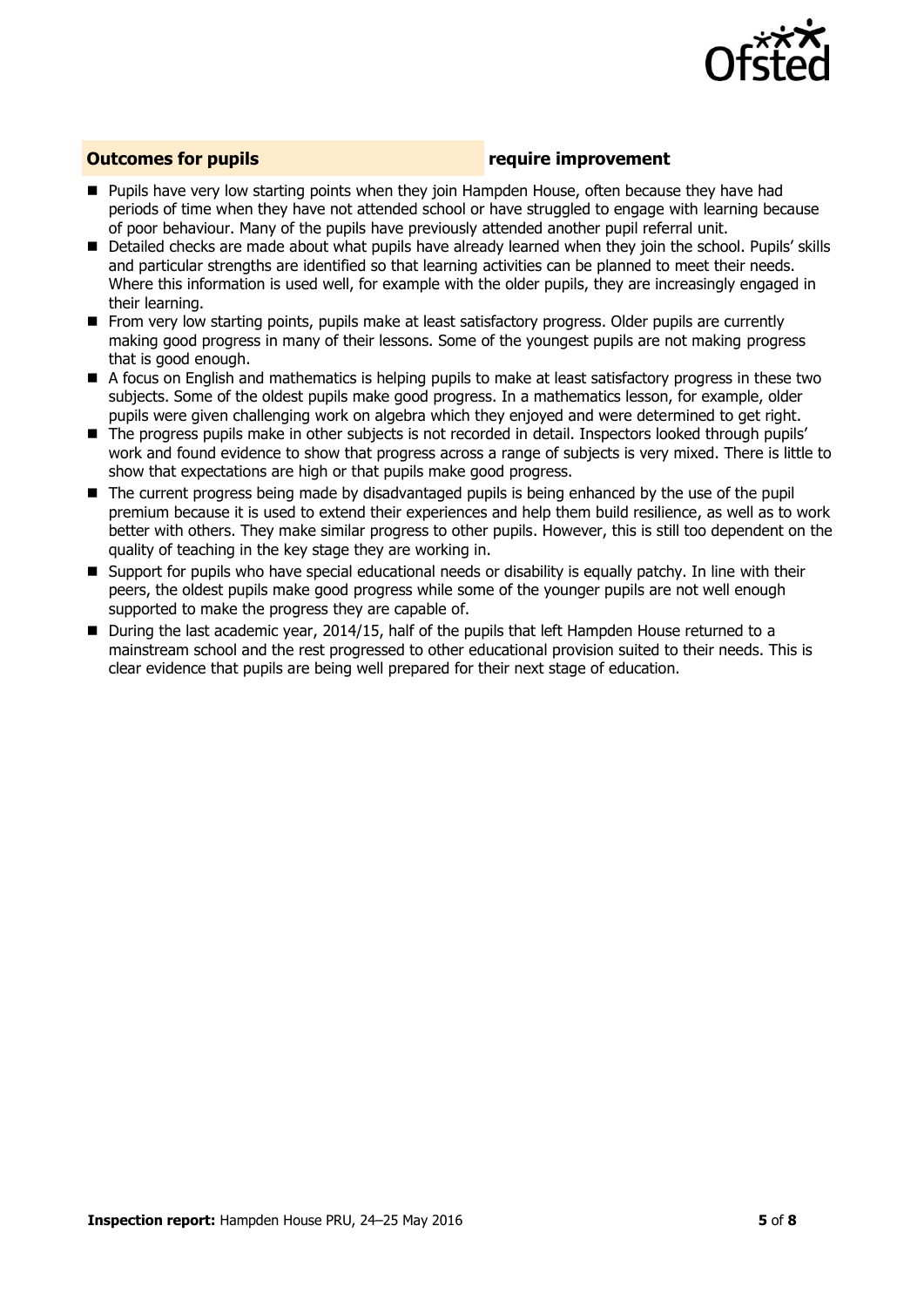## Outcomes for pupils — require improvement

- Pupils have very low starting points when they join Hampden House, often because they have had periods of time when they have not attended school or have struggled to engage with learning because of poor behaviour. Many of the pupils have previously attended another pupil referral unit.
- Detailed checks are made about what pupils have already learned when they join the school. Pupils' skills and particular strengths are identified so that learning activities can be planned to meet their needs. Where this information is used well, for example with the older pupils, they are increasingly engaged in their learning.
- From very low starting points, pupils make at least satisfactory progress. Older pupils are currently making good progress in many of their lessons. Some of the youngest pupils are not making progress that is good enough.
- A focus on English and mathematics is helping pupils to make at least satisfactory progress in these two subjects. Some of the oldest pupils make good progress. In a mathematics lesson, for example, older pupils were given challenging work on algebra which they enjoyed and were determined to get right.
- The progress pupils make in other subjects is not recorded in detail. Inspectors looked through pupils' work and found evidence to show that progress across a range of subjects is very mixed. There is little to show that expectations are high or that pupils make good progress.
- The current progress being made by disadvantaged pupils is being enhanced by the use of the pupil premium because it is used to extend their experiences and help them build resilience, as well as to work better with others. They make similar progress to other pupils. However, this is still too dependent on the quality of teaching in the key stage they are working in.
- Support for pupils who have special educational needs or disability is equally patchy. In line with their peers, the oldest pupils make good progress while some of the younger pupils are not well enough supported to make the progress they are capable of.
- During the last academic year, 2014/15, half of the pupils that left Hampden House returned to a mainstream school and the rest progressed to other educational provision suited to their needs. This is clear evidence that pupils are being well prepared for their next stage of education.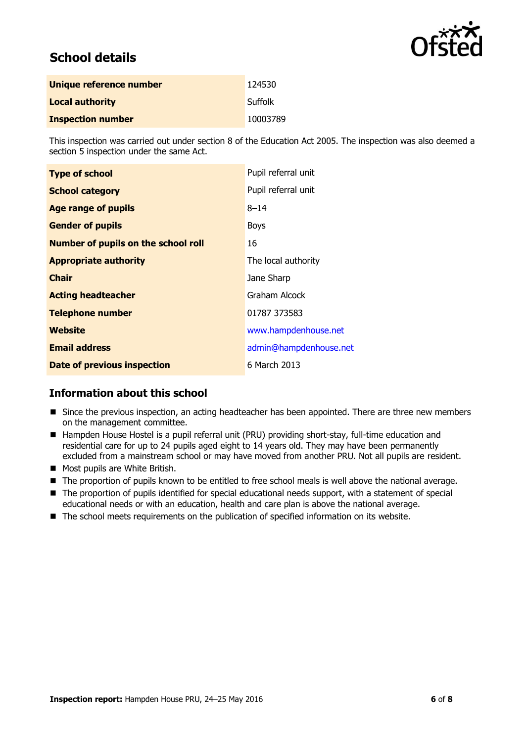## School details

| | |
|---|---|
| **Unique reference number** | 124530 |
| **Local authority** | Suffolk |
| **Inspection number** | 10003789 |

This inspection was carried out under section 8 of the Education Act 2005. The inspection was also deemed a section 5 inspection under the same Act.

| | |
|---|---|
| **Type of school** | Pupil referral unit |
| **School category** | Pupil referral unit |
| **Age range of pupils** | 8–14 |
| **Gender of pupils** | Boys |
| **Number of pupils on the school roll** | 16 |
| **Appropriate authority** | The local authority |
| **Chair** | Jane Sharp |
| **Acting headteacher** | Graham Alcock |
| **Telephone number** | 01787 373583 |
| **Website** | www.hampdenhouse.net |
| **Email address** | admin@hampdenhouse.net |
| **Date of previous inspection** | 6 March 2013 |

## Information about this school

- Since the previous inspection, an acting headteacher has been appointed. There are three new members on the management committee.
- Hampden House Hostel is a pupil referral unit (PRU) providing short-stay, full-time education and residential care for up to 24 pupils aged eight to 14 years old. They may have been permanently excluded from a mainstream school or may have moved from another PRU. Not all pupils are resident.
- Most pupils are White British.
- The proportion of pupils known to be entitled to free school meals is well above the national average.
- The proportion of pupils identified for special educational needs support, with a statement of special educational needs or with an education, health and care plan is above the national average.
- The school meets requirements on the publication of specified information on its website.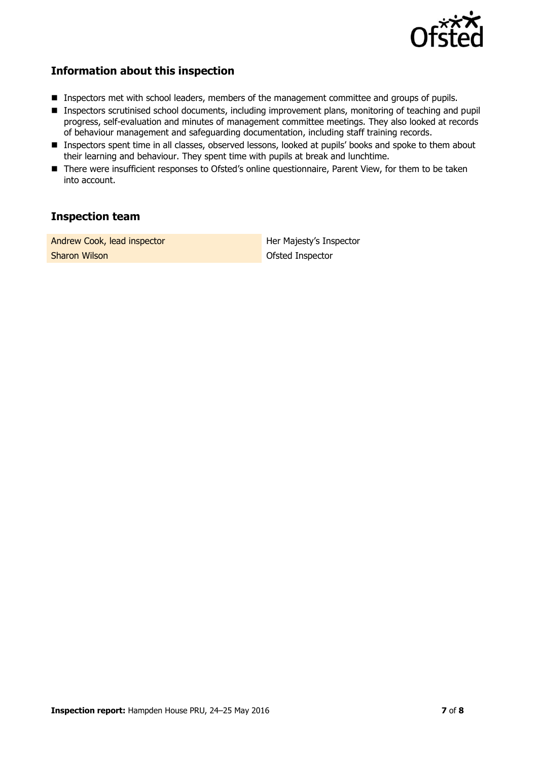## Information about this inspection

- Inspectors met with school leaders, members of the management committee and groups of pupils.
- Inspectors scrutinised school documents, including improvement plans, monitoring of teaching and pupil progress, self-evaluation and minutes of management committee meetings. They also looked at records of behaviour management and safeguarding documentation, including staff training records.
- Inspectors spent time in all classes, observed lessons, looked at pupils' books and spoke to them about their learning and behaviour. They spent time with pupils at break and lunchtime.
- There were insufficient responses to Ofsted's online questionnaire, Parent View, for them to be taken into account.

## Inspection team

| | |
|---|---|
| Andrew Cook, lead inspector | Her Majesty's Inspector |
| Sharon Wilson | Ofsted Inspector |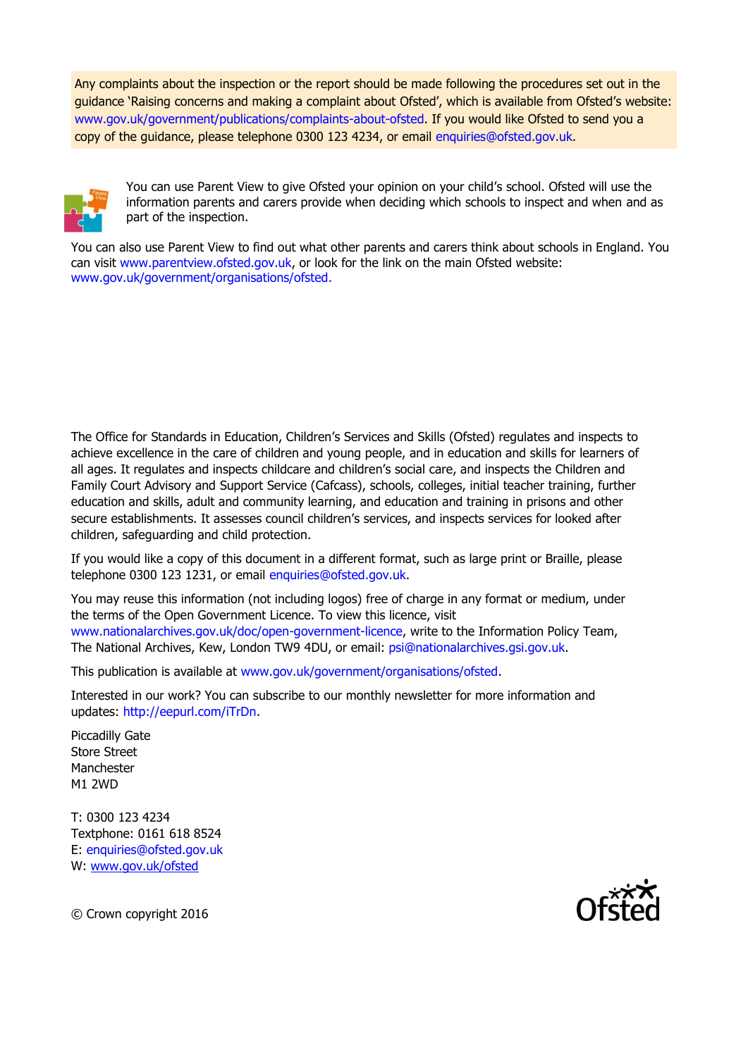Any complaints about the inspection or the report should be made following the procedures set out in the guidance 'Raising concerns and making a complaint about Ofsted', which is available from Ofsted's website: www.gov.uk/government/publications/complaints-about-ofsted. If you would like Ofsted to send you a copy of the guidance, please telephone 0300 123 4234, or email enquiries@ofsted.gov.uk.

You can use Parent View to give Ofsted your opinion on your child's school. Ofsted will use the information parents and carers provide when deciding which schools to inspect and when and as part of the inspection.

You can also use Parent View to find out what other parents and carers think about schools in England. You can visit www.parentview.ofsted.gov.uk, or look for the link on the main Ofsted website: www.gov.uk/government/organisations/ofsted.

The Office for Standards in Education, Children's Services and Skills (Ofsted) regulates and inspects to achieve excellence in the care of children and young people, and in education and skills for learners of all ages. It regulates and inspects childcare and children's social care, and inspects the Children and Family Court Advisory and Support Service (Cafcass), schools, colleges, initial teacher training, further education and skills, adult and community learning, and education and training in prisons and other secure establishments. It assesses council children's services, and inspects services for looked after children, safeguarding and child protection.

If you would like a copy of this document in a different format, such as large print or Braille, please telephone 0300 123 1231, or email enquiries@ofsted.gov.uk.

You may reuse this information (not including logos) free of charge in any format or medium, under the terms of the Open Government Licence. To view this licence, visit www.nationalarchives.gov.uk/doc/open-government-licence, write to the Information Policy Team, The National Archives, Kew, London TW9 4DU, or email: psi@nationalarchives.gsi.gov.uk.

This publication is available at www.gov.uk/government/organisations/ofsted.

Interested in our work? You can subscribe to our monthly newsletter for more information and updates: http://eepurl.com/iTrDn.

Piccadilly Gate
Store Street
Manchester
M1 2WD

T: 0300 123 4234
Textphone: 0161 618 8524
E: enquiries@ofsted.gov.uk
W: www.gov.uk/ofsted

© Crown copyright 2016